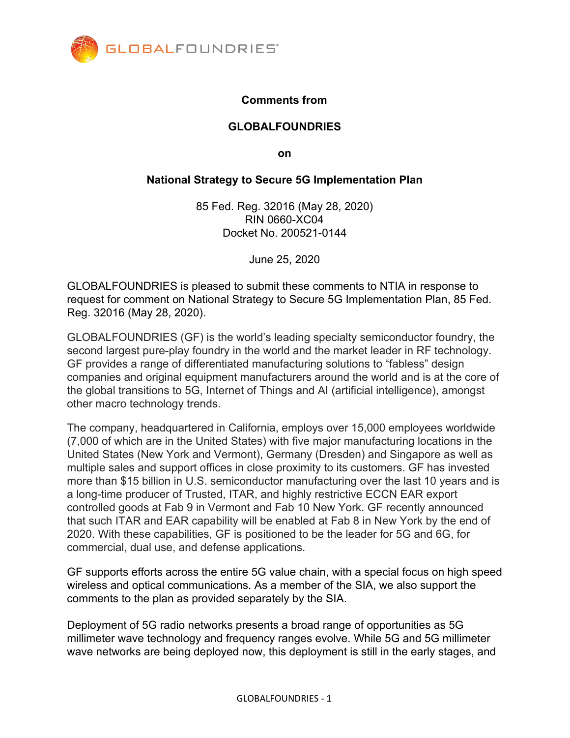**Comments from**

**GLOBALFOUNDRIES**

**on**

**National Strategy to Secure 5G Implementation Plan**

85 Fed. Reg. 32016 (May 28, 2020)
RIN 0660-XC04
Docket No. 200521-0144

June 25, 2020

GLOBALFOUNDRIES is pleased to submit these comments to NTIA in response to request for comment on National Strategy to Secure 5G Implementation Plan, 85 Fed. Reg. 32016 (May 28, 2020).

GLOBALFOUNDRIES (GF) is the world's leading specialty semiconductor foundry, the second largest pure-play foundry in the world and the market leader in RF technology. GF provides a range of differentiated manufacturing solutions to "fabless" design companies and original equipment manufacturers around the world and is at the core of the global transitions to 5G, Internet of Things and AI (artificial intelligence), amongst other macro technology trends.

The company, headquartered in California, employs over 15,000 employees worldwide (7,000 of which are in the United States) with five major manufacturing locations in the United States (New York and Vermont), Germany (Dresden) and Singapore as well as multiple sales and support offices in close proximity to its customers. GF has invested more than $15 billion in U.S. semiconductor manufacturing over the last 10 years and is a long-time producer of Trusted, ITAR, and highly restrictive ECCN EAR export controlled goods at Fab 9 in Vermont and Fab 10 New York. GF recently announced that such ITAR and EAR capability will be enabled at Fab 8 in New York by the end of 2020. With these capabilities, GF is positioned to be the leader for 5G and 6G, for commercial, dual use, and defense applications.

GF supports efforts across the entire 5G value chain, with a special focus on high speed wireless and optical communications. As a member of the SIA, we also support the comments to the plan as provided separately by the SIA.

Deployment of 5G radio networks presents a broad range of opportunities as 5G millimeter wave technology and frequency ranges evolve. While 5G and 5G millimeter wave networks are being deployed now, this deployment is still in the early stages, and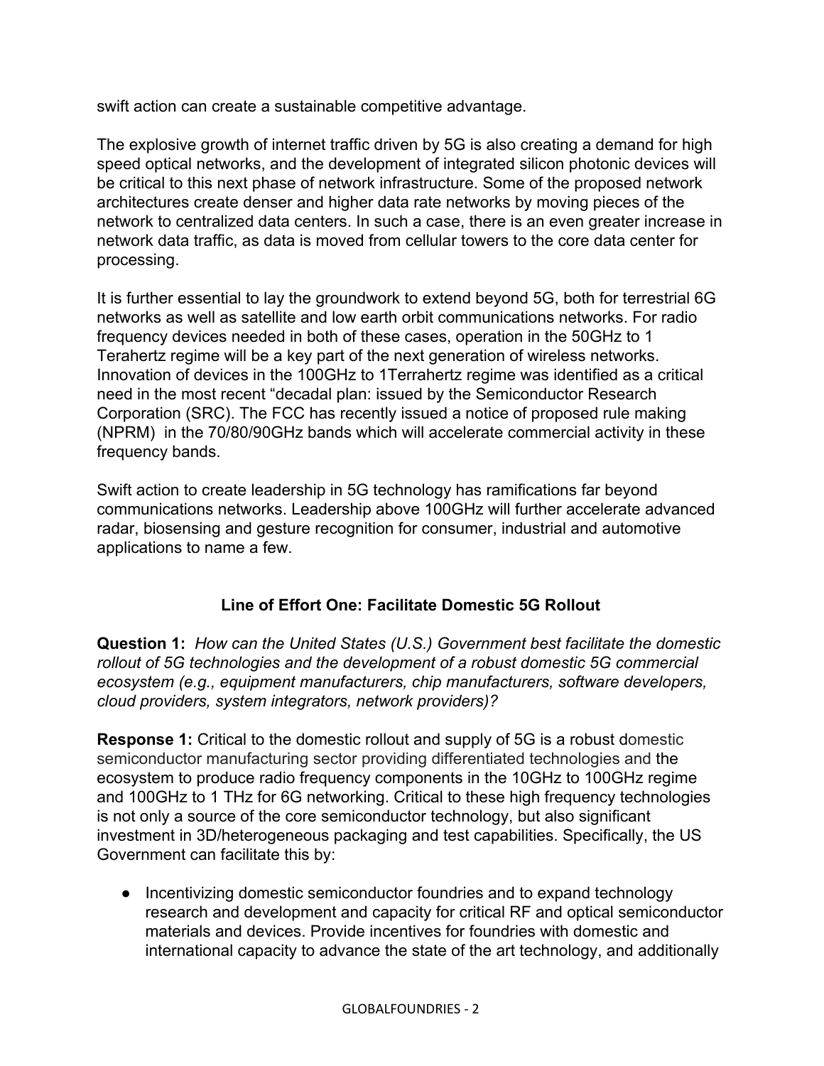swift action can create a sustainable competitive advantage.

The explosive growth of internet traffic driven by 5G is also creating a demand for high speed optical networks, and the development of integrated silicon photonic devices will be critical to this next phase of network infrastructure. Some of the proposed network architectures create denser and higher data rate networks by moving pieces of the network to centralized data centers. In such a case, there is an even greater increase in network data traffic, as data is moved from cellular towers to the core data center for processing.

It is further essential to lay the groundwork to extend beyond 5G, both for terrestrial 6G networks as well as satellite and low earth orbit communications networks. For radio frequency devices needed in both of these cases, operation in the 50GHz to 1 Terahertz regime will be a key part of the next generation of wireless networks. Innovation of devices in the 100GHz to 1Terrahertz regime was identified as a critical need in the most recent "decadal plan: issued by the Semiconductor Research Corporation (SRC). The FCC has recently issued a notice of proposed rule making (NPRM) in the 70/80/90GHz bands which will accelerate commercial activity in these frequency bands.

Swift action to create leadership in 5G technology has ramifications far beyond communications networks. Leadership above 100GHz will further accelerate advanced radar, biosensing and gesture recognition for consumer, industrial and automotive applications to name a few.

## Line of Effort One: Facilitate Domestic 5G Rollout

**Question 1:** *How can the United States (U.S.) Government best facilitate the domestic rollout of 5G technologies and the development of a robust domestic 5G commercial ecosystem (e.g., equipment manufacturers, chip manufacturers, software developers, cloud providers, system integrators, network providers)?*

**Response 1:** Critical to the domestic rollout and supply of 5G is a robust domestic semiconductor manufacturing sector providing differentiated technologies and the ecosystem to produce radio frequency components in the 10GHz to 100GHz regime and 100GHz to 1 THz for 6G networking. Critical to these high frequency technologies is not only a source of the core semiconductor technology, but also significant investment in 3D/heterogeneous packaging and test capabilities. Specifically, the US Government can facilitate this by:

- Incentivizing domestic semiconductor foundries and to expand technology research and development and capacity for critical RF and optical semiconductor materials and devices. Provide incentives for foundries with domestic and international capacity to advance the state of the art technology, and additionally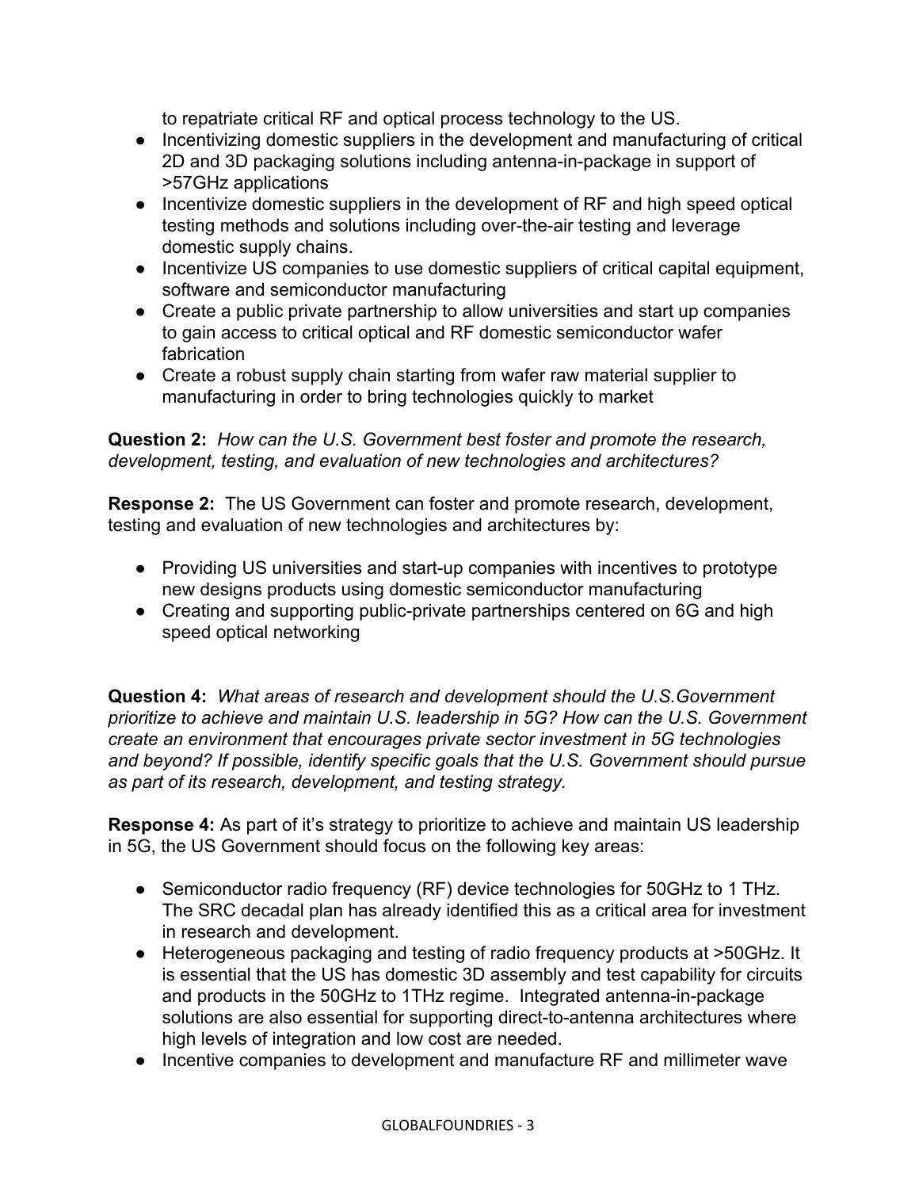to repatriate critical RF and optical process technology to the US.

- Incentivizing domestic suppliers in the development and manufacturing of critical 2D and 3D packaging solutions including antenna-in-package in support of >57GHz applications
- Incentivize domestic suppliers in the development of RF and high speed optical testing methods and solutions including over-the-air testing and leverage domestic supply chains.
- Incentivize US companies to use domestic suppliers of critical capital equipment, software and semiconductor manufacturing
- Create a public private partnership to allow universities and start up companies to gain access to critical optical and RF domestic semiconductor wafer fabrication
- Create a robust supply chain starting from wafer raw material supplier to manufacturing in order to bring technologies quickly to market

**Question 2:** *How can the U.S. Government best foster and promote the research, development, testing, and evaluation of new technologies and architectures?*

**Response 2:** The US Government can foster and promote research, development, testing and evaluation of new technologies and architectures by:

- Providing US universities and start-up companies with incentives to prototype new designs products using domestic semiconductor manufacturing
- Creating and supporting public-private partnerships centered on 6G and high speed optical networking

**Question 4:** *What areas of research and development should the U.S.Government prioritize to achieve and maintain U.S. leadership in 5G? How can the U.S. Government create an environment that encourages private sector investment in 5G technologies and beyond? If possible, identify specific goals that the U.S. Government should pursue as part of its research, development, and testing strategy.*

**Response 4:** As part of it's strategy to prioritize to achieve and maintain US leadership in 5G, the US Government should focus on the following key areas:

- Semiconductor radio frequency (RF) device technologies for 50GHz to 1 THz. The SRC decadal plan has already identified this as a critical area for investment in research and development.
- Heterogeneous packaging and testing of radio frequency products at >50GHz. It is essential that the US has domestic 3D assembly and test capability for circuits and products in the 50GHz to 1THz regime. Integrated antenna-in-package solutions are also essential for supporting direct-to-antenna architectures where high levels of integration and low cost are needed.
- Incentive companies to development and manufacture RF and millimeter wave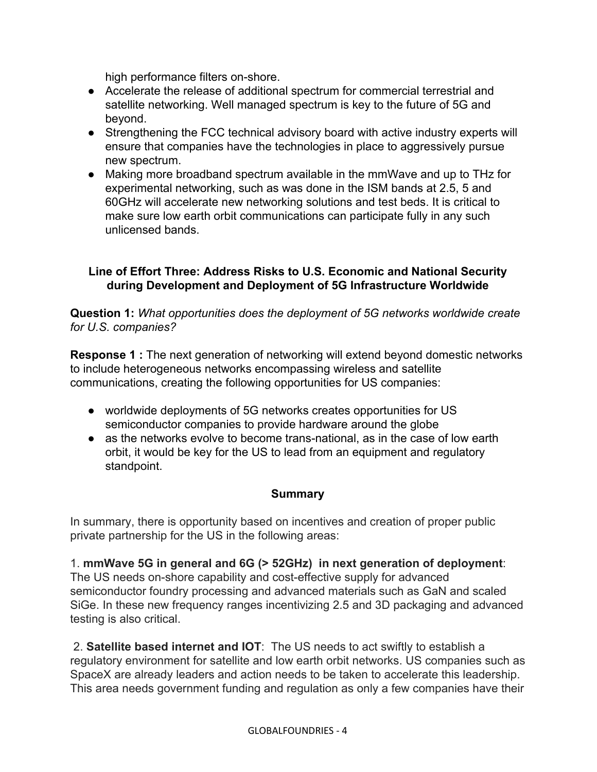high performance filters on-shore.

- Accelerate the release of additional spectrum for commercial terrestrial and satellite networking. Well managed spectrum is key to the future of 5G and beyond.
- Strengthening the FCC technical advisory board with active industry experts will ensure that companies have the technologies in place to aggressively pursue new spectrum.
- Making more broadband spectrum available in the mmWave and up to THz for experimental networking, such as was done in the ISM bands at 2.5, 5 and 60GHz will accelerate new networking solutions and test beds. It is critical to make sure low earth orbit communications can participate fully in any such unlicensed bands.

### Line of Effort Three: Address Risks to U.S. Economic and National Security during Development and Deployment of 5G Infrastructure Worldwide

**Question 1:** *What opportunities does the deployment of 5G networks worldwide create for U.S. companies?*

**Response 1 :** The next generation of networking will extend beyond domestic networks to include heterogeneous networks encompassing wireless and satellite communications, creating the following opportunities for US companies:

- worldwide deployments of 5G networks creates opportunities for US semiconductor companies to provide hardware around the globe
- as the networks evolve to become trans-national, as in the case of low earth orbit, it would be key for the US to lead from an equipment and regulatory standpoint.

### Summary

In summary, there is opportunity based on incentives and creation of proper public private partnership for the US in the following areas:

1. **mmWave 5G in general and 6G (> 52GHz) in next generation of deployment**: The US needs on-shore capability and cost-effective supply for advanced semiconductor foundry processing and advanced materials such as GaN and scaled SiGe. In these new frequency ranges incentivizing 2.5 and 3D packaging and advanced testing is also critical.

2. **Satellite based internet and IOT**: The US needs to act swiftly to establish a regulatory environment for satellite and low earth orbit networks. US companies such as SpaceX are already leaders and action needs to be taken to accelerate this leadership. This area needs government funding and regulation as only a few companies have their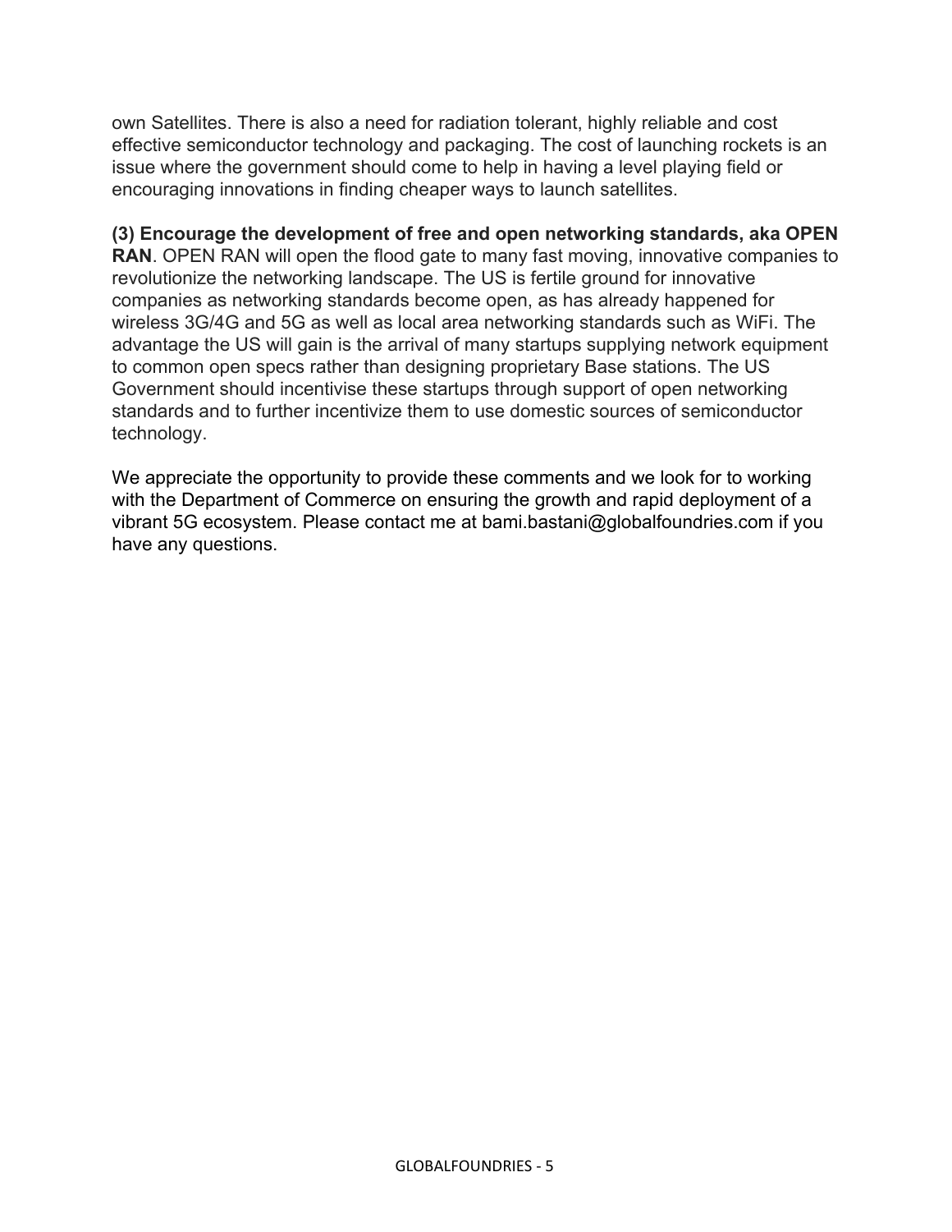own Satellites. There is also a need for radiation tolerant, highly reliable and cost effective semiconductor technology and packaging. The cost of launching rockets is an issue where the government should come to help in having a level playing field or encouraging innovations in finding cheaper ways to launch satellites.

**(3) Encourage the development of free and open networking standards, aka OPEN RAN**. OPEN RAN will open the flood gate to many fast moving, innovative companies to revolutionize the networking landscape. The US is fertile ground for innovative companies as networking standards become open, as has already happened for wireless 3G/4G and 5G as well as local area networking standards such as WiFi. The advantage the US will gain is the arrival of many startups supplying network equipment to common open specs rather than designing proprietary Base stations. The US Government should incentivise these startups through support of open networking standards and to further incentivize them to use domestic sources of semiconductor technology.

We appreciate the opportunity to provide these comments and we look for to working with the Department of Commerce on ensuring the growth and rapid deployment of a vibrant 5G ecosystem. Please contact me at bami.bastani@globalfoundries.com if you have any questions.